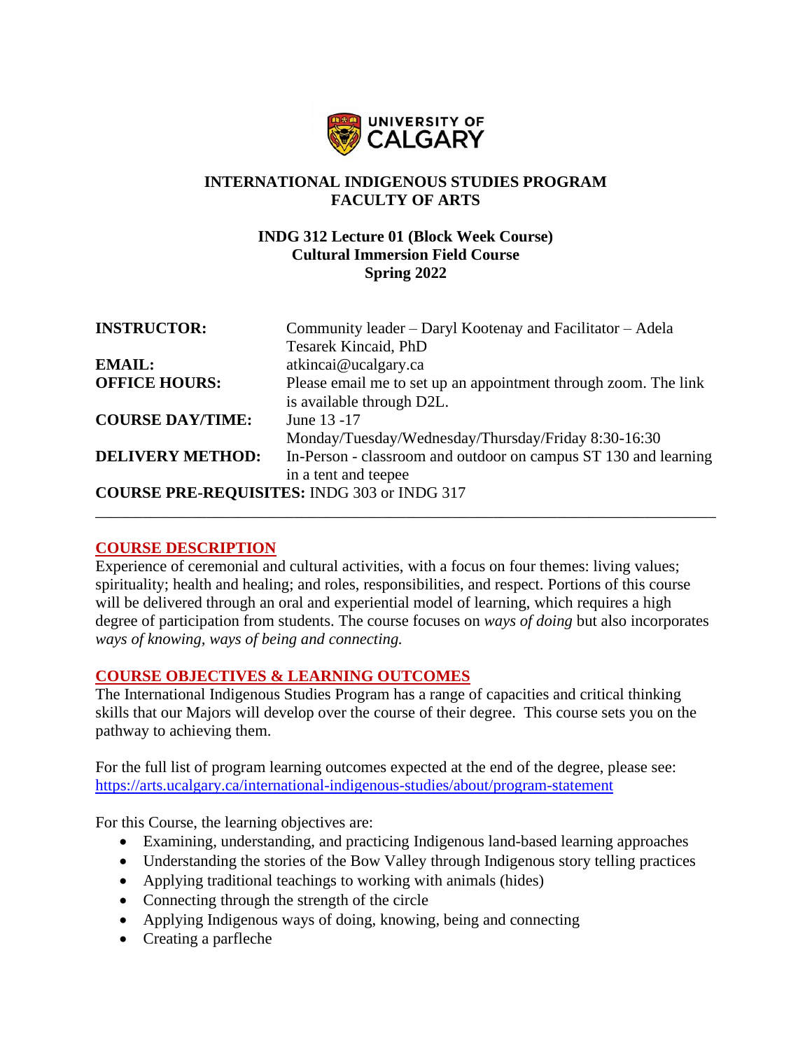UNIVERSITY OF CALGARY

**INTERNATIONAL INDIGENOUS STUDIES PROGRAM**
**FACULTY OF ARTS**

**INDG 312 Lecture 01 (Block Week Course)**
**Cultural Immersion Field Course**
**Spring 2022**

| | |
|---|---|
| **INSTRUCTOR:** | Community leader – Daryl Kootenay and Facilitator – Adela Tesarek Kincaid, PhD |
| **EMAIL:** | atkincai@ucalgary.ca |
| **OFFICE HOURS:** | Please email me to set up an appointment through zoom. The link is available through D2L. |
| **COURSE DAY/TIME:** | June 13 -17 Monday/Tuesday/Wednesday/Thursday/Friday 8:30-16:30 |
| **DELIVERY METHOD:** | In-Person - classroom and outdoor on campus ST 130 and learning in a tent and teepee |

**COURSE PRE-REQUISITES:** INDG 303 or INDG 317

---

## COURSE DESCRIPTION

Experience of ceremonial and cultural activities, with a focus on four themes: living values; spirituality; health and healing; and roles, responsibilities, and respect. Portions of this course will be delivered through an oral and experiential model of learning, which requires a high degree of participation from students. The course focuses on *ways of doing* but also incorporates *ways of knowing, ways of being and connecting.*

## COURSE OBJECTIVES & LEARNING OUTCOMES

The International Indigenous Studies Program has a range of capacities and critical thinking skills that our Majors will develop over the course of their degree. This course sets you on the pathway to achieving them.

For the full list of program learning outcomes expected at the end of the degree, please see: https://arts.ucalgary.ca/international-indigenous-studies/about/program-statement

For this Course, the learning objectives are:

- Examining, understanding, and practicing Indigenous land-based learning approaches
- Understanding the stories of the Bow Valley through Indigenous story telling practices
- Applying traditional teachings to working with animals (hides)
- Connecting through the strength of the circle
- Applying Indigenous ways of doing, knowing, being and connecting
- Creating a parfleche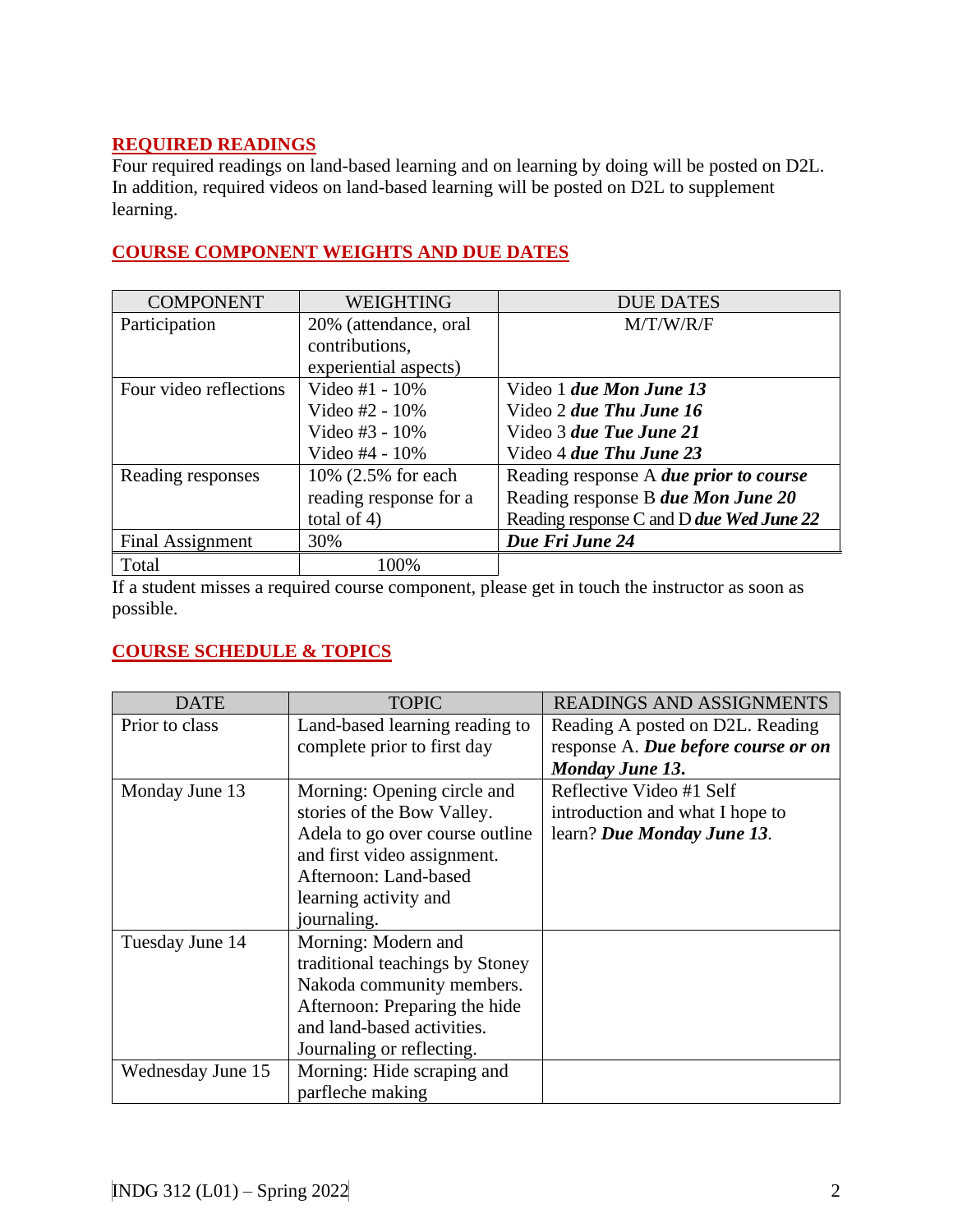## REQUIRED READINGS

Four required readings on land-based learning and on learning by doing will be posted on D2L. In addition, required videos on land-based learning will be posted on D2L to supplement learning.

## COURSE COMPONENT WEIGHTS AND DUE DATES

| COMPONENT | WEIGHTING | DUE DATES |
|---|---|---|
| Participation | 20% (attendance, oral contributions, experiential aspects) | M/T/W/R/F |
| Four video reflections | Video #1 - 10%<br>Video #2 - 10%<br>Video #3 - 10%<br>Video #4 - 10% | Video 1 ***due Mon June 13***<br>Video 2 ***due Thu June 16***<br>Video 3 ***due Tue June 21***<br>Video 4 ***due Thu June 23*** |
| Reading responses | 10% (2.5% for each reading response for a total of 4) | Reading response A ***due prior to course***<br>Reading response B ***due Mon June 20***<br>Reading response C and D ***due Wed June 22*** |
| Final Assignment | 30% | ***Due Fri June 24*** |
| Total | 100% | |

If a student misses a required course component, please get in touch the instructor as soon as possible.

## COURSE SCHEDULE & TOPICS

| DATE | TOPIC | READINGS AND ASSIGNMENTS |
|---|---|---|
| Prior to class | Land-based learning reading to complete prior to first day | Reading A posted on D2L. Reading response A. ***Due before course or on Monday June 13.*** |
| Monday June 13 | Morning: Opening circle and stories of the Bow Valley. Adela to go over course outline and first video assignment. Afternoon: Land-based learning activity and journaling. | Reflective Video #1 Self introduction and what I hope to learn? ***Due Monday June 13***. |
| Tuesday June 14 | Morning: Modern and traditional teachings by Stoney Nakoda community members. Afternoon: Preparing the hide and land-based activities. Journaling or reflecting. | |
| Wednesday June 15 | Morning: Hide scraping and parfleche making | |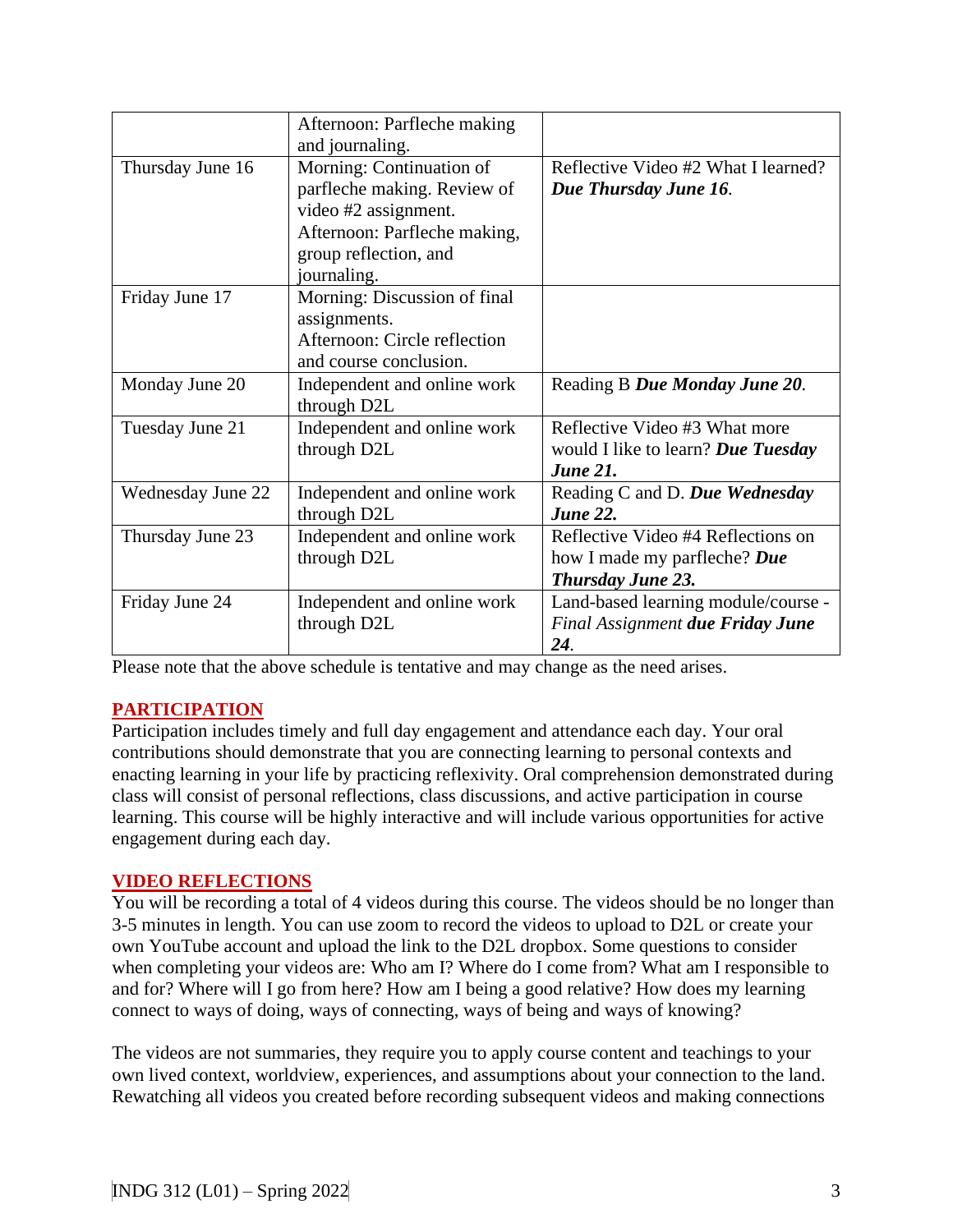| | | |
|---|---|---|
| | Afternoon: Parfleche making and journaling. | |
| Thursday June 16 | Morning: Continuation of parfleche making. Review of video #2 assignment. Afternoon: Parfleche making, group reflection, and journaling. | Reflective Video #2 What I learned? ***Due Thursday June 16***. |
| Friday June 17 | Morning: Discussion of final assignments. Afternoon: Circle reflection and course conclusion. | |
| Monday June 20 | Independent and online work through D2L | Reading B ***Due Monday June 20***. |
| Tuesday June 21 | Independent and online work through D2L | Reflective Video #3 What more would I like to learn? ***Due Tuesday June 21.*** |
| Wednesday June 22 | Independent and online work through D2L | Reading C and D. ***Due Wednesday June 22.*** |
| Thursday June 23 | Independent and online work through D2L | Reflective Video #4 Reflections on how I made my parfleche? ***Due Thursday June 23.*** |
| Friday June 24 | Independent and online work through D2L | Land-based learning module/course - *Final Assignment* ***due Friday June 24***. |

Please note that the above schedule is tentative and may change as the need arises.

## PARTICIPATION

Participation includes timely and full day engagement and attendance each day. Your oral contributions should demonstrate that you are connecting learning to personal contexts and enacting learning in your life by practicing reflexivity. Oral comprehension demonstrated during class will consist of personal reflections, class discussions, and active participation in course learning. This course will be highly interactive and will include various opportunities for active engagement during each day.

## VIDEO REFLECTIONS

You will be recording a total of 4 videos during this course. The videos should be no longer than 3-5 minutes in length. You can use zoom to record the videos to upload to D2L or create your own YouTube account and upload the link to the D2L dropbox. Some questions to consider when completing your videos are: Who am I? Where do I come from? What am I responsible to and for? Where will I go from here? How am I being a good relative? How does my learning connect to ways of doing, ways of connecting, ways of being and ways of knowing?

The videos are not summaries, they require you to apply course content and teachings to your own lived context, worldview, experiences, and assumptions about your connection to the land. Rewatching all videos you created before recording subsequent videos and making connections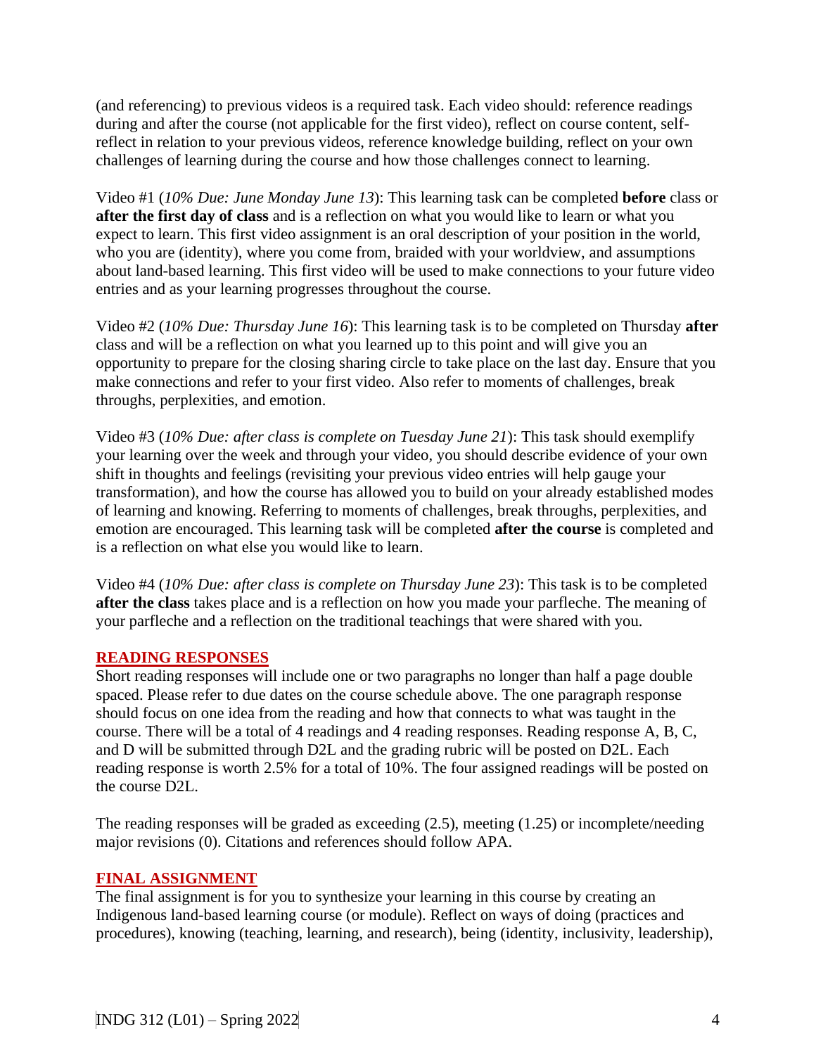(and referencing) to previous videos is a required task. Each video should: reference readings during and after the course (not applicable for the first video), reflect on course content, self-reflect in relation to your previous videos, reference knowledge building, reflect on your own challenges of learning during the course and how those challenges connect to learning.

Video #1 (*10% Due: June Monday June 13*): This learning task can be completed **before** class or **after the first day of class** and is a reflection on what you would like to learn or what you expect to learn. This first video assignment is an oral description of your position in the world, who you are (identity), where you come from, braided with your worldview, and assumptions about land-based learning. This first video will be used to make connections to your future video entries and as your learning progresses throughout the course.

Video #2 (*10% Due: Thursday June 16*): This learning task is to be completed on Thursday **after** class and will be a reflection on what you learned up to this point and will give you an opportunity to prepare for the closing sharing circle to take place on the last day. Ensure that you make connections and refer to your first video. Also refer to moments of challenges, break throughs, perplexities, and emotion.

Video #3 (*10% Due: after class is complete on Tuesday June 21*): This task should exemplify your learning over the week and through your video, you should describe evidence of your own shift in thoughts and feelings (revisiting your previous video entries will help gauge your transformation), and how the course has allowed you to build on your already established modes of learning and knowing. Referring to moments of challenges, break throughs, perplexities, and emotion are encouraged. This learning task will be completed **after the course** is completed and is a reflection on what else you would like to learn.

Video #4 (*10% Due: after class is complete on Thursday June 23*): This task is to be completed **after the class** takes place and is a reflection on how you made your parfleche. The meaning of your parfleche and a reflection on the traditional teachings that were shared with you.

## READING RESPONSES

Short reading responses will include one or two paragraphs no longer than half a page double spaced. Please refer to due dates on the course schedule above. The one paragraph response should focus on one idea from the reading and how that connects to what was taught in the course. There will be a total of 4 readings and 4 reading responses. Reading response A, B, C, and D will be submitted through D2L and the grading rubric will be posted on D2L. Each reading response is worth 2.5% for a total of 10%. The four assigned readings will be posted on the course D2L.

The reading responses will be graded as exceeding (2.5), meeting (1.25) or incomplete/needing major revisions (0). Citations and references should follow APA.

## FINAL ASSIGNMENT

The final assignment is for you to synthesize your learning in this course by creating an Indigenous land-based learning course (or module). Reflect on ways of doing (practices and procedures), knowing (teaching, learning, and research), being (identity, inclusivity, leadership),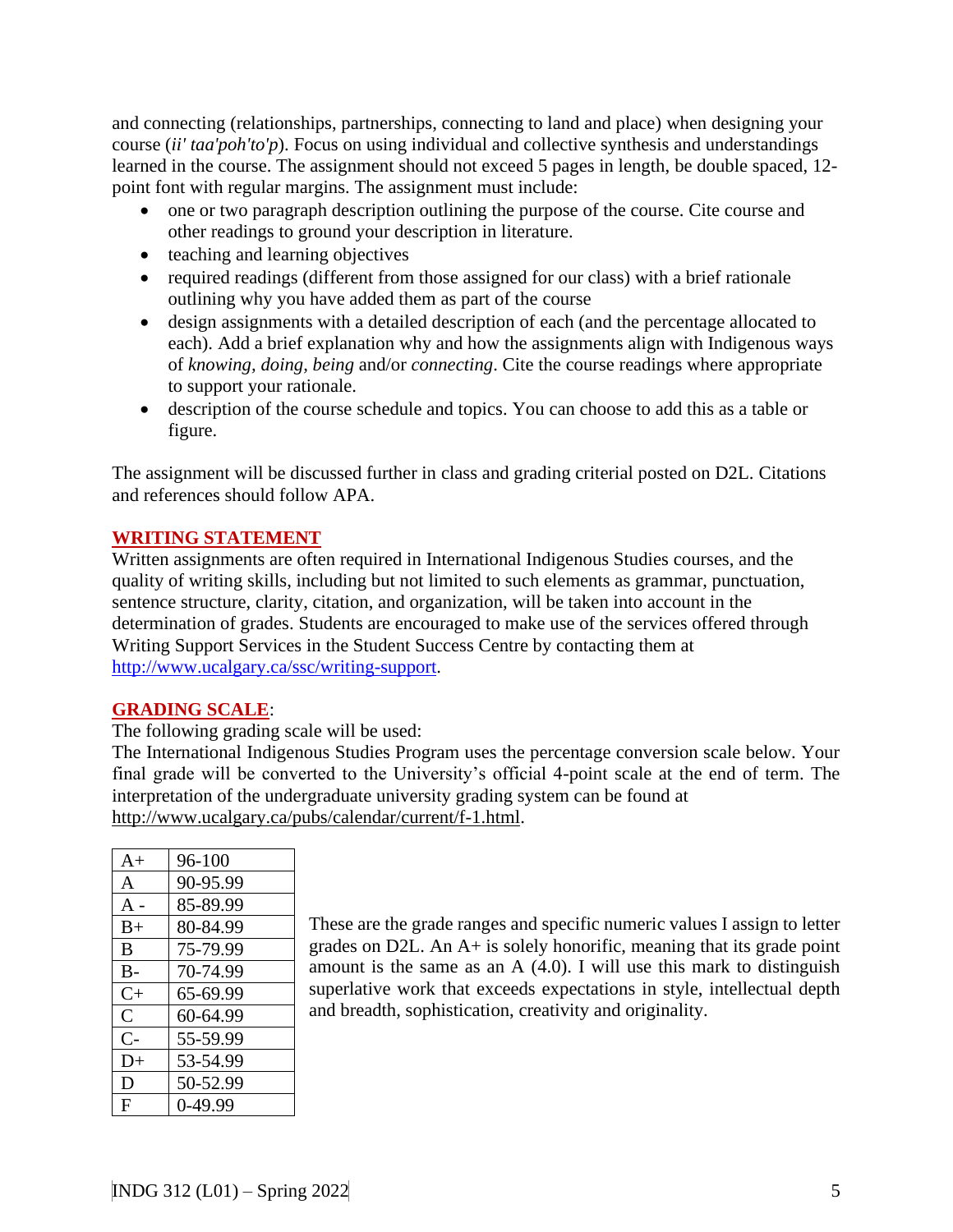and connecting (relationships, partnerships, connecting to land and place) when designing your course (*ii' taa'poh'to'p*). Focus on using individual and collective synthesis and understandings learned in the course. The assignment should not exceed 5 pages in length, be double spaced, 12-point font with regular margins. The assignment must include:

- one or two paragraph description outlining the purpose of the course. Cite course and other readings to ground your description in literature.
- teaching and learning objectives
- required readings (different from those assigned for our class) with a brief rationale outlining why you have added them as part of the course
- design assignments with a detailed description of each (and the percentage allocated to each). Add a brief explanation why and how the assignments align with Indigenous ways of *knowing, doing, being* and/or *connecting*. Cite the course readings where appropriate to support your rationale.
- description of the course schedule and topics. You can choose to add this as a table or figure.

The assignment will be discussed further in class and grading criterial posted on D2L. Citations and references should follow APA.

## WRITING STATEMENT

Written assignments are often required in International Indigenous Studies courses, and the quality of writing skills, including but not limited to such elements as grammar, punctuation, sentence structure, clarity, citation, and organization, will be taken into account in the determination of grades. Students are encouraged to make use of the services offered through Writing Support Services in the Student Success Centre by contacting them at http://www.ucalgary.ca/ssc/writing-support.

## GRADING SCALE:

The following grading scale will be used:

The International Indigenous Studies Program uses the percentage conversion scale below. Your final grade will be converted to the University's official 4-point scale at the end of term. The interpretation of the undergraduate university grading system can be found at http://www.ucalgary.ca/pubs/calendar/current/f-1.html.

| Grade | Range |
|---|---|
| A+ | 96-100 |
| A | 90-95.99 |
| A - | 85-89.99 |
| B+ | 80-84.99 |
| B | 75-79.99 |
| B- | 70-74.99 |
| C+ | 65-69.99 |
| C | 60-64.99 |
| C- | 55-59.99 |
| D+ | 53-54.99 |
| D | 50-52.99 |
| F | 0-49.99 |

These are the grade ranges and specific numeric values I assign to letter grades on D2L. An A+ is solely honorific, meaning that its grade point amount is the same as an A (4.0). I will use this mark to distinguish superlative work that exceeds expectations in style, intellectual depth and breadth, sophistication, creativity and originality.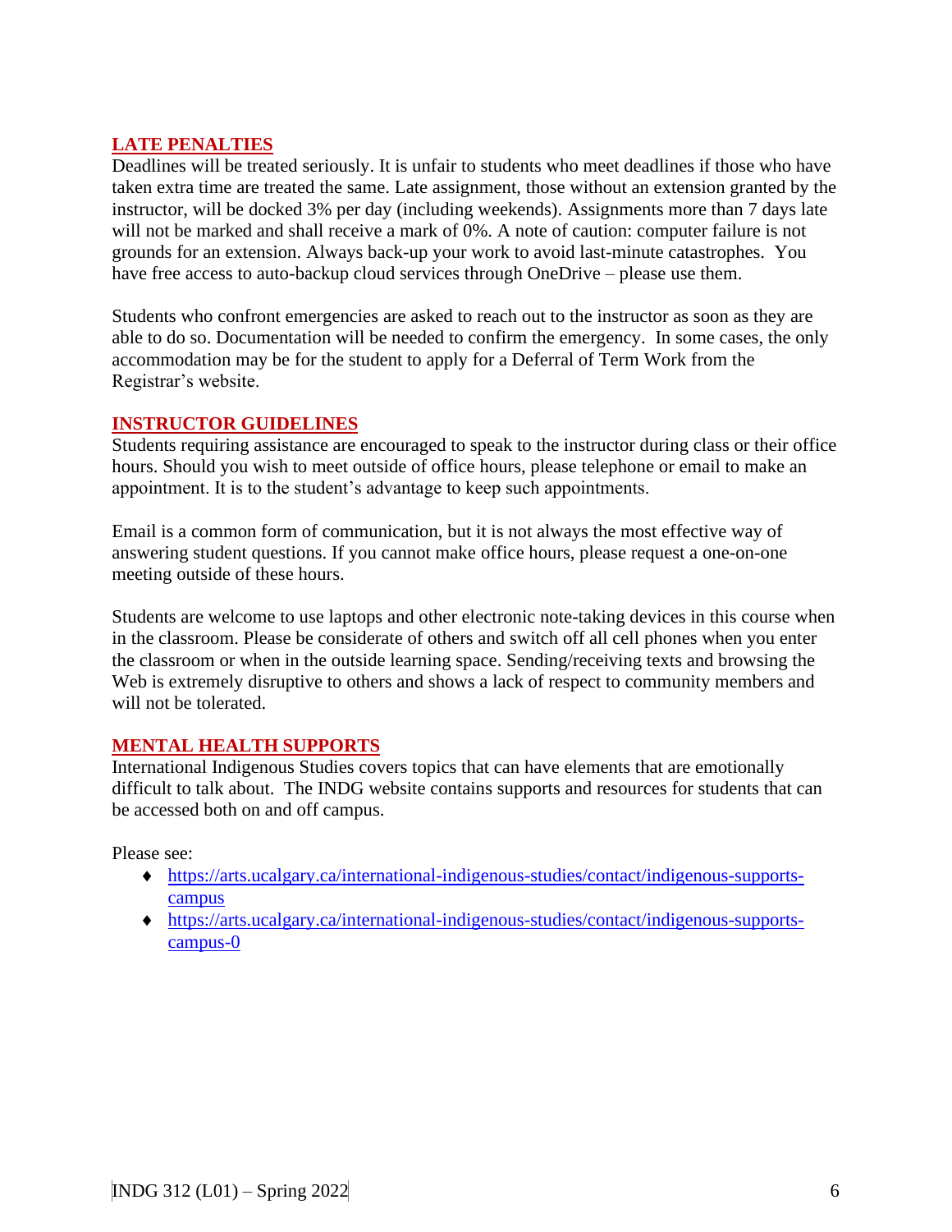## LATE PENALTIES

Deadlines will be treated seriously. It is unfair to students who meet deadlines if those who have taken extra time are treated the same. Late assignment, those without an extension granted by the instructor, will be docked 3% per day (including weekends). Assignments more than 7 days late will not be marked and shall receive a mark of 0%. A note of caution: computer failure is not grounds for an extension. Always back-up your work to avoid last-minute catastrophes. You have free access to auto-backup cloud services through OneDrive – please use them.

Students who confront emergencies are asked to reach out to the instructor as soon as they are able to do so. Documentation will be needed to confirm the emergency. In some cases, the only accommodation may be for the student to apply for a Deferral of Term Work from the Registrar's website.

## INSTRUCTOR GUIDELINES

Students requiring assistance are encouraged to speak to the instructor during class or their office hours. Should you wish to meet outside of office hours, please telephone or email to make an appointment. It is to the student's advantage to keep such appointments.

Email is a common form of communication, but it is not always the most effective way of answering student questions. If you cannot make office hours, please request a one-on-one meeting outside of these hours.

Students are welcome to use laptops and other electronic note-taking devices in this course when in the classroom. Please be considerate of others and switch off all cell phones when you enter the classroom or when in the outside learning space. Sending/receiving texts and browsing the Web is extremely disruptive to others and shows a lack of respect to community members and will not be tolerated.

## MENTAL HEALTH SUPPORTS

International Indigenous Studies covers topics that can have elements that are emotionally difficult to talk about. The INDG website contains supports and resources for students that can be accessed both on and off campus.

Please see:

- https://arts.ucalgary.ca/international-indigenous-studies/contact/indigenous-supports-campus
- https://arts.ucalgary.ca/international-indigenous-studies/contact/indigenous-supports-campus-0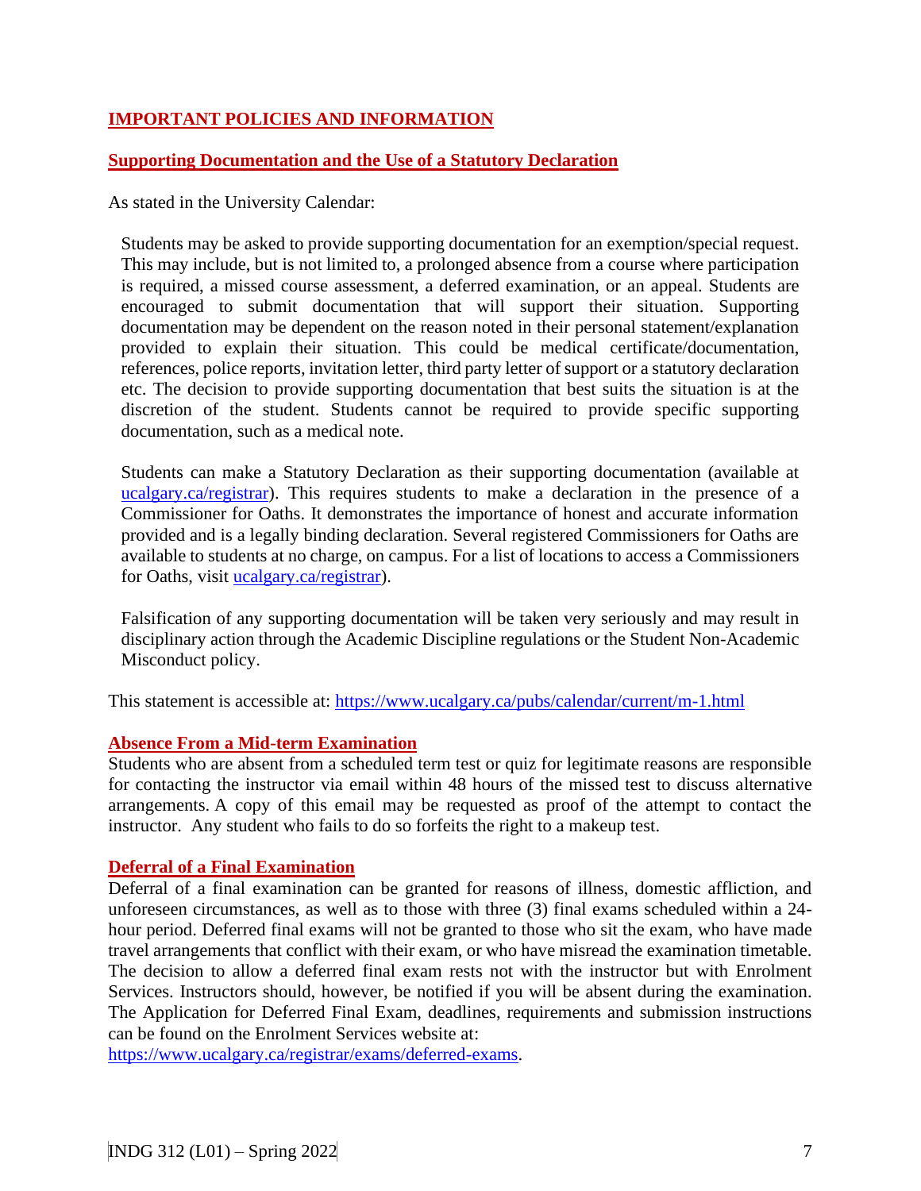## IMPORTANT POLICIES AND INFORMATION

### Supporting Documentation and the Use of a Statutory Declaration

As stated in the University Calendar:

> Students may be asked to provide supporting documentation for an exemption/special request. This may include, but is not limited to, a prolonged absence from a course where participation is required, a missed course assessment, a deferred examination, or an appeal. Students are encouraged to submit documentation that will support their situation. Supporting documentation may be dependent on the reason noted in their personal statement/explanation provided to explain their situation. This could be medical certificate/documentation, references, police reports, invitation letter, third party letter of support or a statutory declaration etc. The decision to provide supporting documentation that best suits the situation is at the discretion of the student. Students cannot be required to provide specific supporting documentation, such as a medical note.
>
> Students can make a Statutory Declaration as their supporting documentation (available at [ucalgary.ca/registrar](ucalgary.ca/registrar)). This requires students to make a declaration in the presence of a Commissioner for Oaths. It demonstrates the importance of honest and accurate information provided and is a legally binding declaration. Several registered Commissioners for Oaths are available to students at no charge, on campus. For a list of locations to access a Commissioners for Oaths, visit [ucalgary.ca/registrar](ucalgary.ca/registrar)).
>
> Falsification of any supporting documentation will be taken very seriously and may result in disciplinary action through the Academic Discipline regulations or the Student Non-Academic Misconduct policy.

This statement is accessible at: https://www.ucalgary.ca/pubs/calendar/current/m-1.html

### Absence From a Mid-term Examination

Students who are absent from a scheduled term test or quiz for legitimate reasons are responsible for contacting the instructor via email within 48 hours of the missed test to discuss alternative arrangements. A copy of this email may be requested as proof of the attempt to contact the instructor. Any student who fails to do so forfeits the right to a makeup test.

### Deferral of a Final Examination

Deferral of a final examination can be granted for reasons of illness, domestic affliction, and unforeseen circumstances, as well as to those with three (3) final exams scheduled within a 24-hour period. Deferred final exams will not be granted to those who sit the exam, who have made travel arrangements that conflict with their exam, or who have misread the examination timetable. The decision to allow a deferred final exam rests not with the instructor but with Enrolment Services. Instructors should, however, be notified if you will be absent during the examination. The Application for Deferred Final Exam, deadlines, requirements and submission instructions can be found on the Enrolment Services website at:
https://www.ucalgary.ca/registrar/exams/deferred-exams.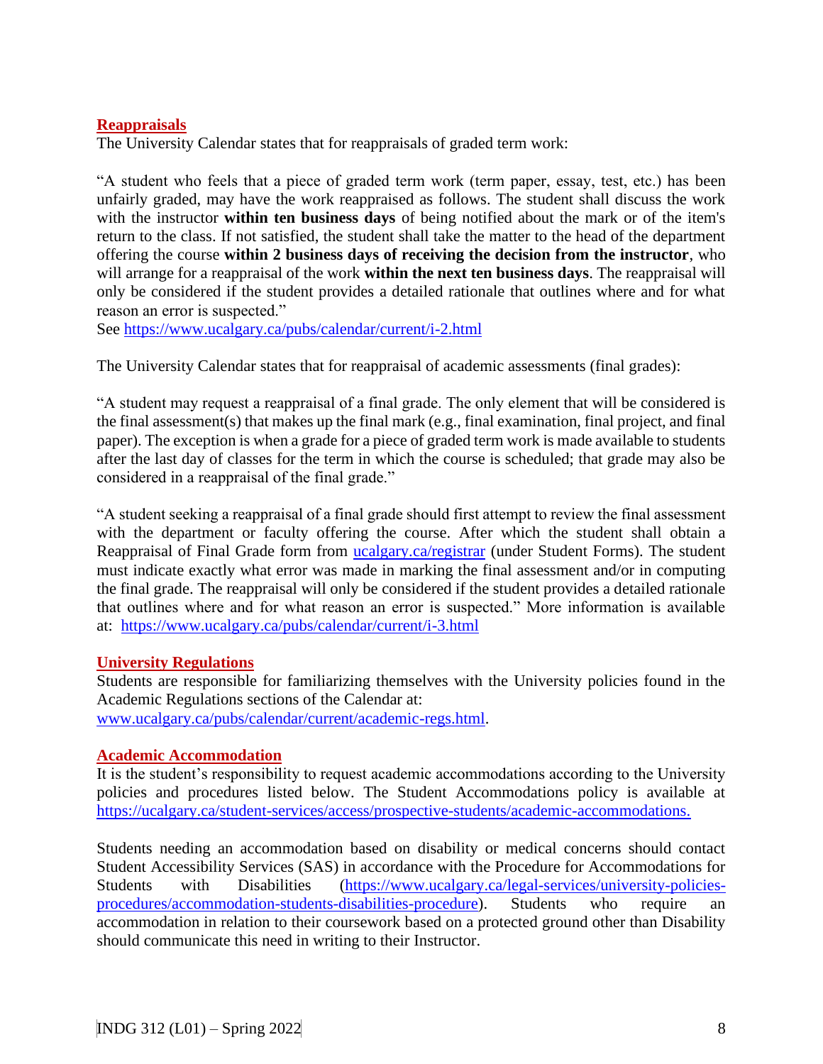## Reappraisals

The University Calendar states that for reappraisals of graded term work:

"A student who feels that a piece of graded term work (term paper, essay, test, etc.) has been unfairly graded, may have the work reappraised as follows. The student shall discuss the work with the instructor **within ten business days** of being notified about the mark or of the item's return to the class. If not satisfied, the student shall take the matter to the head of the department offering the course **within 2 business days of receiving the decision from the instructor**, who will arrange for a reappraisal of the work **within the next ten business days**. The reappraisal will only be considered if the student provides a detailed rationale that outlines where and for what reason an error is suspected."

See [https://www.ucalgary.ca/pubs/calendar/current/i-2.html](https://www.ucalgary.ca/pubs/calendar/current/i-2.html)

The University Calendar states that for reappraisal of academic assessments (final grades):

"A student may request a reappraisal of a final grade. The only element that will be considered is the final assessment(s) that makes up the final mark (e.g., final examination, final project, and final paper). The exception is when a grade for a piece of graded term work is made available to students after the last day of classes for the term in which the course is scheduled; that grade may also be considered in a reappraisal of the final grade."

"A student seeking a reappraisal of a final grade should first attempt to review the final assessment with the department or faculty offering the course. After which the student shall obtain a Reappraisal of Final Grade form from [ucalgary.ca/registrar](ucalgary.ca/registrar) (under Student Forms). The student must indicate exactly what error was made in marking the final assessment and/or in computing the final grade. The reappraisal will only be considered if the student provides a detailed rationale that outlines where and for what reason an error is suspected." More information is available at: [https://www.ucalgary.ca/pubs/calendar/current/i-3.html](https://www.ucalgary.ca/pubs/calendar/current/i-3.html)

## University Regulations

Students are responsible for familiarizing themselves with the University policies found in the Academic Regulations sections of the Calendar at: [www.ucalgary.ca/pubs/calendar/current/academic-regs.html](www.ucalgary.ca/pubs/calendar/current/academic-regs.html).

## Academic Accommodation

It is the student's responsibility to request academic accommodations according to the University policies and procedures listed below. The Student Accommodations policy is available at [https://ucalgary.ca/student-services/access/prospective-students/academic-accommodations.](https://ucalgary.ca/student-services/access/prospective-students/academic-accommodations)

Students needing an accommodation based on disability or medical concerns should contact Student Accessibility Services (SAS) in accordance with the Procedure for Accommodations for Students with Disabilities ([https://www.ucalgary.ca/legal-services/university-policies-procedures/accommodation-students-disabilities-procedure](https://www.ucalgary.ca/legal-services/university-policies-procedures/accommodation-students-disabilities-procedure)). Students who require an accommodation in relation to their coursework based on a protected ground other than Disability should communicate this need in writing to their Instructor.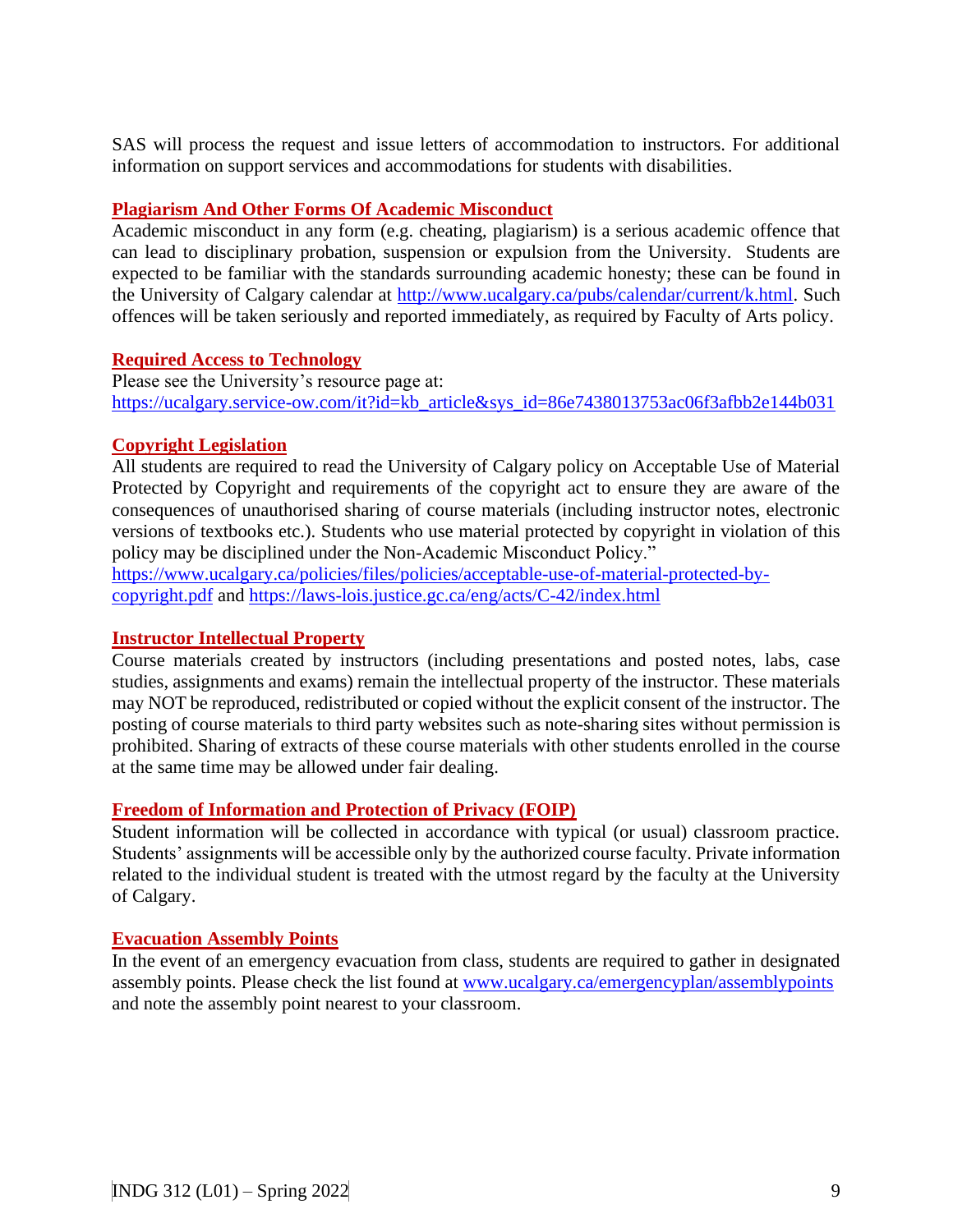SAS will process the request and issue letters of accommodation to instructors. For additional information on support services and accommodations for students with disabilities.

### Plagiarism And Other Forms Of Academic Misconduct

Academic misconduct in any form (e.g. cheating, plagiarism) is a serious academic offence that can lead to disciplinary probation, suspension or expulsion from the University. Students are expected to be familiar with the standards surrounding academic honesty; these can be found in the University of Calgary calendar at http://www.ucalgary.ca/pubs/calendar/current/k.html. Such offences will be taken seriously and reported immediately, as required by Faculty of Arts policy.

### Required Access to Technology

Please see the University's resource page at:
https://ucalgary.service-ow.com/it?id=kb_article&sys_id=86e7438013753ac06f3afbb2e144b031

### Copyright Legislation

All students are required to read the University of Calgary policy on Acceptable Use of Material Protected by Copyright and requirements of the copyright act to ensure they are aware of the consequences of unauthorised sharing of course materials (including instructor notes, electronic versions of textbooks etc.). Students who use material protected by copyright in violation of this policy may be disciplined under the Non-Academic Misconduct Policy."
https://www.ucalgary.ca/policies/files/policies/acceptable-use-of-material-protected-by-copyright.pdf and https://laws-lois.justice.gc.ca/eng/acts/C-42/index.html

### Instructor Intellectual Property

Course materials created by instructors (including presentations and posted notes, labs, case studies, assignments and exams) remain the intellectual property of the instructor. These materials may NOT be reproduced, redistributed or copied without the explicit consent of the instructor. The posting of course materials to third party websites such as note-sharing sites without permission is prohibited. Sharing of extracts of these course materials with other students enrolled in the course at the same time may be allowed under fair dealing.

### Freedom of Information and Protection of Privacy (FOIP)

Student information will be collected in accordance with typical (or usual) classroom practice. Students' assignments will be accessible only by the authorized course faculty. Private information related to the individual student is treated with the utmost regard by the faculty at the University of Calgary.

### Evacuation Assembly Points

In the event of an emergency evacuation from class, students are required to gather in designated assembly points. Please check the list found at www.ucalgary.ca/emergencyplan/assemblypoints and note the assembly point nearest to your classroom.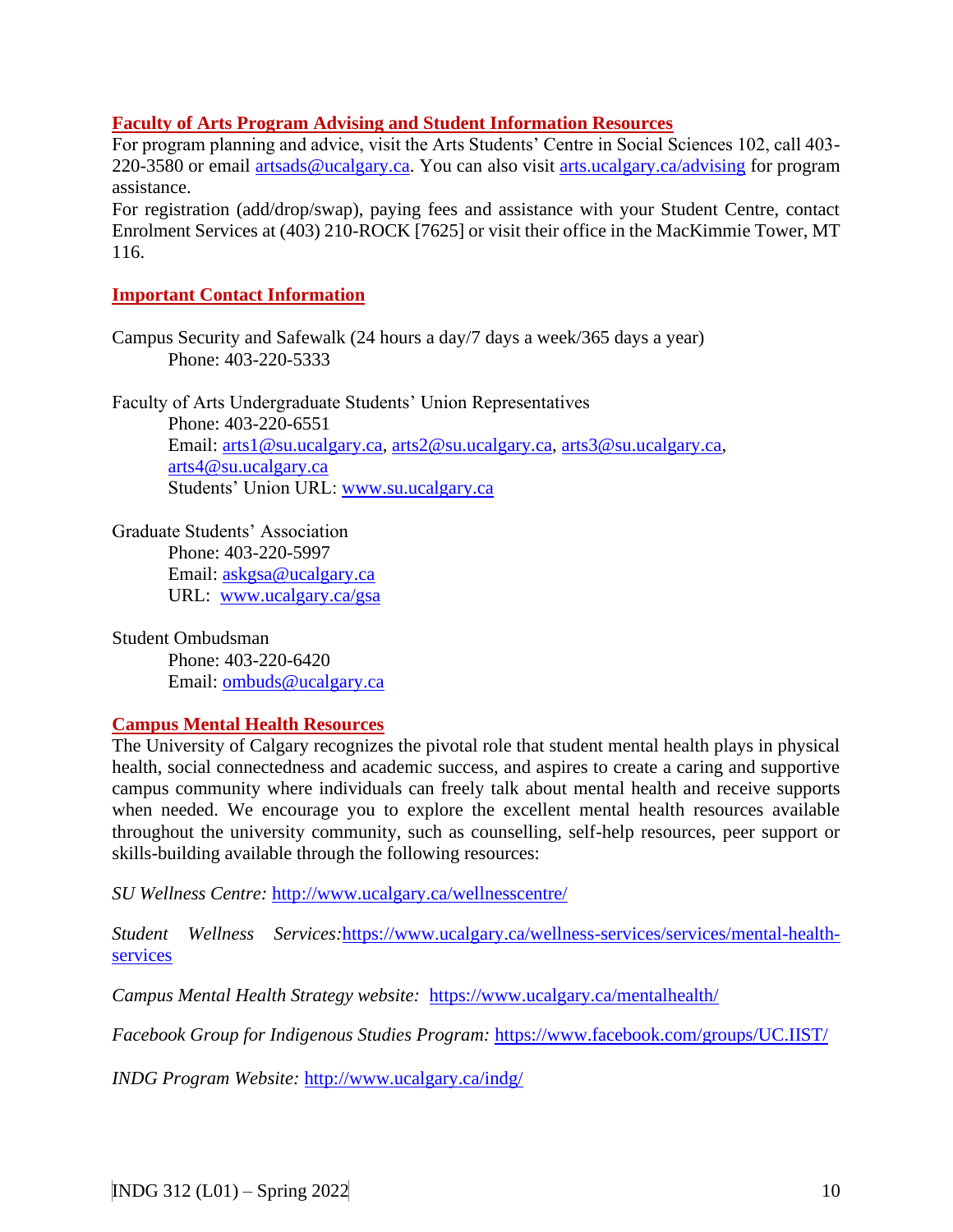## Faculty of Arts Program Advising and Student Information Resources

For program planning and advice, visit the Arts Students' Centre in Social Sciences 102, call 403-220-3580 or email artsads@ucalgary.ca. You can also visit arts.ucalgary.ca/advising for program assistance.

For registration (add/drop/swap), paying fees and assistance with your Student Centre, contact Enrolment Services at (403) 210-ROCK [7625] or visit their office in the MacKimmie Tower, MT 116.

## Important Contact Information

Campus Security and Safewalk (24 hours a day/7 days a week/365 days a year)
Phone: 403-220-5333

Faculty of Arts Undergraduate Students' Union Representatives
Phone: 403-220-6551
Email: arts1@su.ucalgary.ca, arts2@su.ucalgary.ca, arts3@su.ucalgary.ca, arts4@su.ucalgary.ca
Students' Union URL: www.su.ucalgary.ca

Graduate Students' Association
Phone: 403-220-5997
Email: askgsa@ucalgary.ca
URL: www.ucalgary.ca/gsa

Student Ombudsman
Phone: 403-220-6420
Email: ombuds@ucalgary.ca

## Campus Mental Health Resources

The University of Calgary recognizes the pivotal role that student mental health plays in physical health, social connectedness and academic success, and aspires to create a caring and supportive campus community where individuals can freely talk about mental health and receive supports when needed. We encourage you to explore the excellent mental health resources available throughout the university community, such as counselling, self-help resources, peer support or skills-building available through the following resources:

*SU Wellness Centre:* http://www.ucalgary.ca/wellnesscentre/

*Student Wellness Services:* https://www.ucalgary.ca/wellness-services/services/mental-health-services

*Campus Mental Health Strategy website:* https://www.ucalgary.ca/mentalhealth/

*Facebook Group for Indigenous Studies Program:* https://www.facebook.com/groups/UC.IIST/

*INDG Program Website:* http://www.ucalgary.ca/indg/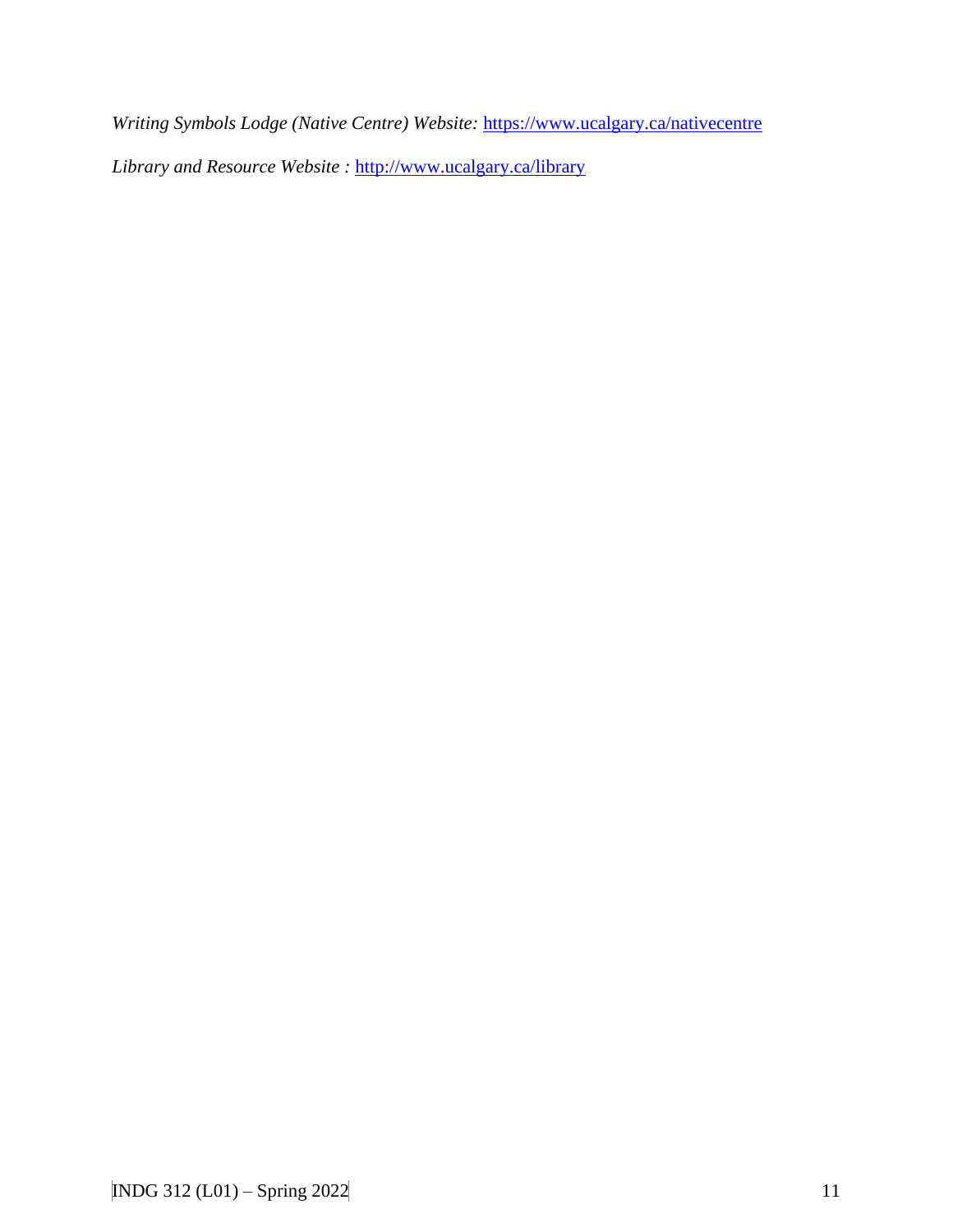*Writing Symbols Lodge (Native Centre) Website:* https://www.ucalgary.ca/nativecentre

*Library and Resource Website :* http://www.ucalgary.ca/library